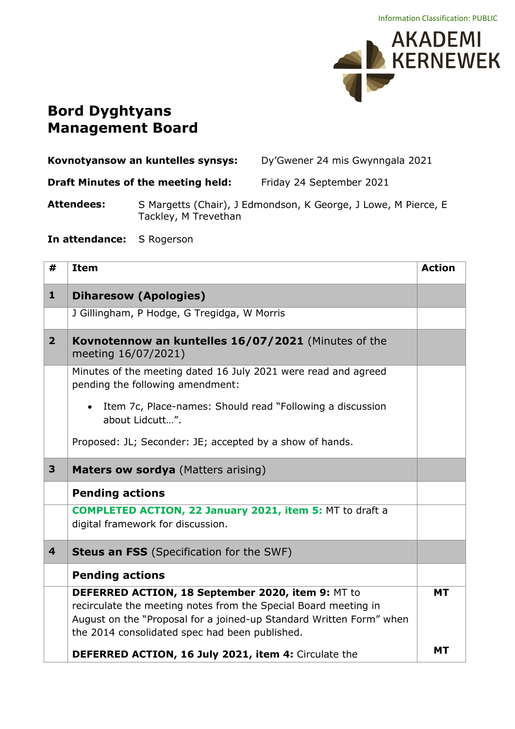Information Classification: PUBLIC

AKADEMI KERNEWEK

# Bord Dyghtyans
# Management Board

**Kovnotyansow an kuntelles synsys:** Dy'Gwener 24 mis Gwynngala 2021

**Draft Minutes of the meeting held:** Friday 24 September 2021

**Attendees:** S Margetts (Chair), J Edmondson, K George, J Lowe, M Pierce, E Tackley, M Trevethan

**In attendance:** S Rogerson

| # | Item | Action |
|---|---|---|
| **1** | **Diharesow (Apologies)** | |
| | J Gillingham, P Hodge, G Tregidga, W Morris | |
| **2** | **Kovnotennow an kuntelles 16/07/2021** (Minutes of the meeting 16/07/2021) | |
| | Minutes of the meeting dated 16 July 2021 were read and agreed pending the following amendment:<br>• Item 7c, Place-names: Should read "Following a discussion about Lidcutt…".<br>Proposed: JL; Seconder: JE; accepted by a show of hands. | |
| **3** | **Maters ow sordya** (Matters arising) | |
| | **Pending actions** | |
| | **COMPLETED ACTION, 22 January 2021, item 5:** MT to draft a digital framework for discussion. | |
| **4** | **Steus an FSS** (Specification for the SWF) | |
| | **Pending actions** | |
| | **DEFERRED ACTION, 18 September 2020, item 9:** MT to recirculate the meeting notes from the Special Board meeting in August on the "Proposal for a joined-up Standard Written Form" when the 2014 consolidated spec had been published. | **MT** |
| | **DEFERRED ACTION, 16 July 2021, item 4:** Circulate the | **MT** |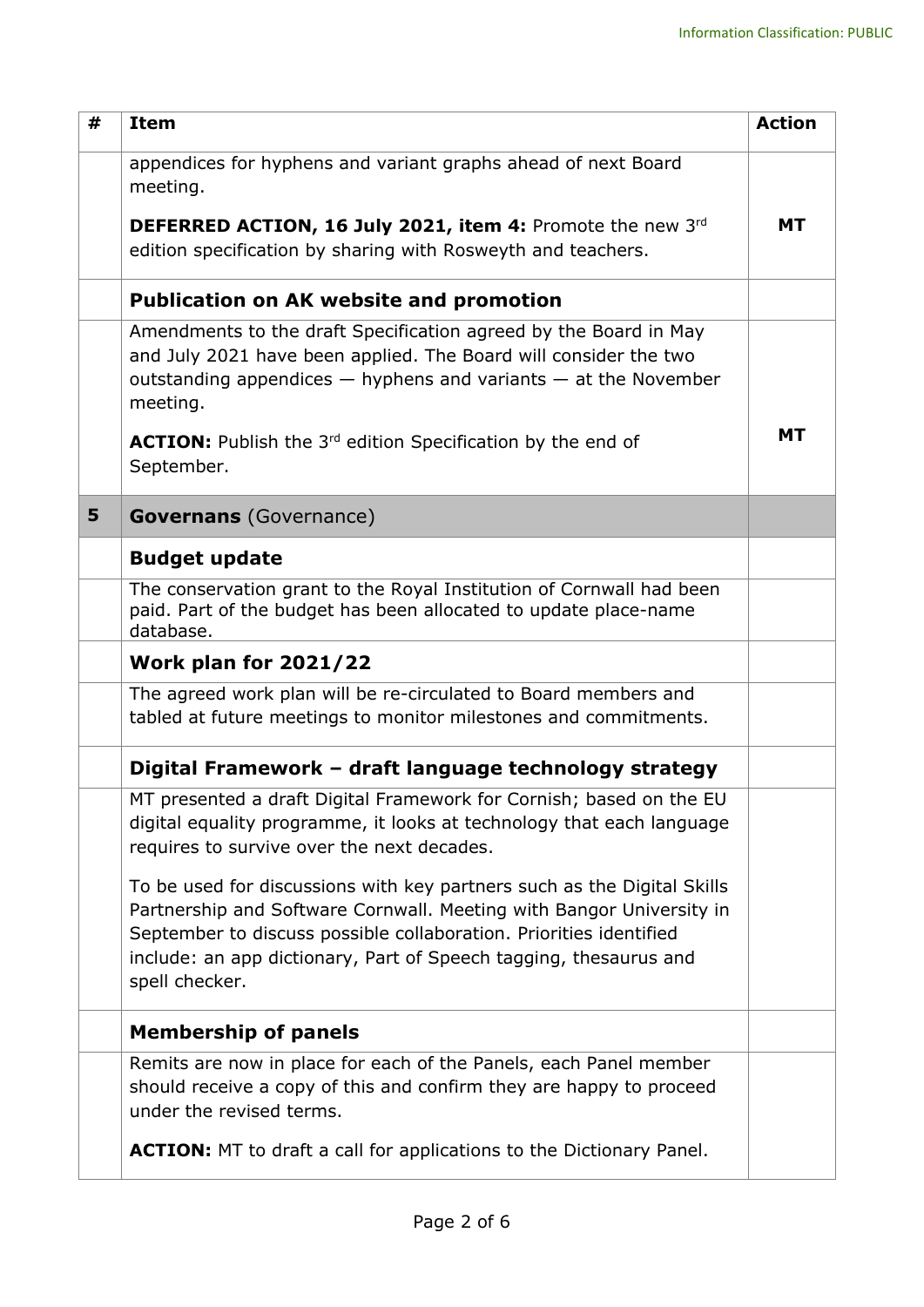| # | Item | Action |
|---|---|---|
| | appendices for hyphens and variant graphs ahead of next Board meeting.<br><br>**DEFERRED ACTION, 16 July 2021, item 4:** Promote the new 3rd edition specification by sharing with Rosweyth and teachers. | **MT** |
| | **Publication on AK website and promotion** | |
| | Amendments to the draft Specification agreed by the Board in May and July 2021 have been applied. The Board will consider the two outstanding appendices — hyphens and variants — at the November meeting.<br><br>**ACTION:** Publish the 3rd edition Specification by the end of September. | **MT** |
| **5** | **Governans** (Governance) | |
| | **Budget update** | |
| | The conservation grant to the Royal Institution of Cornwall had been paid. Part of the budget has been allocated to update place-name database. | |
| | **Work plan for 2021/22** | |
| | The agreed work plan will be re-circulated to Board members and tabled at future meetings to monitor milestones and commitments. | |
| | **Digital Framework – draft language technology strategy** | |
| | MT presented a draft Digital Framework for Cornish; based on the EU digital equality programme, it looks at technology that each language requires to survive over the next decades.<br><br>To be used for discussions with key partners such as the Digital Skills Partnership and Software Cornwall. Meeting with Bangor University in September to discuss possible collaboration. Priorities identified include: an app dictionary, Part of Speech tagging, thesaurus and spell checker. | |
| | **Membership of panels** | |
| | Remits are now in place for each of the Panels, each Panel member should receive a copy of this and confirm they are happy to proceed under the revised terms.<br><br>**ACTION:** MT to draft a call for applications to the Dictionary Panel. | |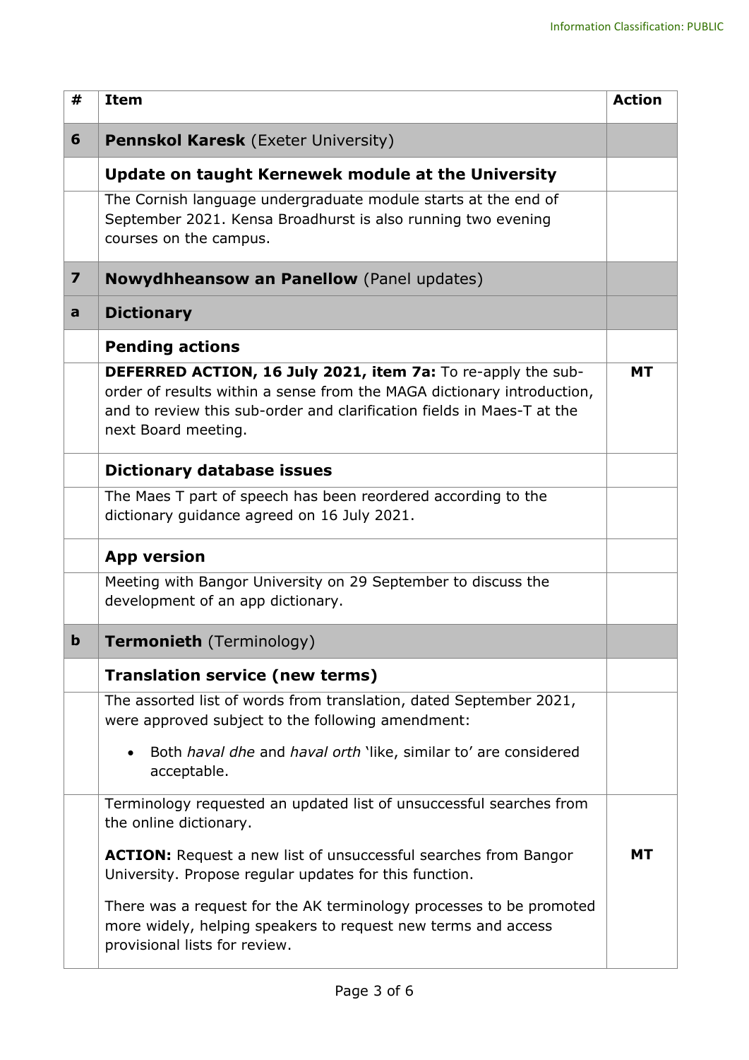| # | Item | Action |
|---|---|---|
| **6** | **Pennskol Karesk** (Exeter University) | |
| | **Update on taught Kernewek module at the University** | |
| | The Cornish language undergraduate module starts at the end of September 2021. Kensa Broadhurst is also running two evening courses on the campus. | |
| **7** | **Nowydhheansow an Panellow** (Panel updates) | |
| **a** | **Dictionary** | |
| | **Pending actions** | |
| | **DEFERRED ACTION, 16 July 2021, item 7a:** To re-apply the sub-order of results within a sense from the MAGA dictionary introduction, and to review this sub-order and clarification fields in Maes-T at the next Board meeting. | **MT** |
| | **Dictionary database issues** | |
| | The Maes T part of speech has been reordered according to the dictionary guidance agreed on 16 July 2021. | |
| | **App version** | |
| | Meeting with Bangor University on 29 September to discuss the development of an app dictionary. | |
| **b** | **Termonieth** (Terminology) | |
| | **Translation service (new terms)** | |
| | The assorted list of words from translation, dated September 2021, were approved subject to the following amendment:<br><br>• Both *haval dhe* and *haval orth* 'like, similar to' are considered acceptable. | |
| | Terminology requested an updated list of unsuccessful searches from the online dictionary.<br><br>**ACTION:** Request a new list of unsuccessful searches from Bangor University. Propose regular updates for this function.<br><br>There was a request for the AK terminology processes to be promoted more widely, helping speakers to request new terms and access provisional lists for review. | **MT** |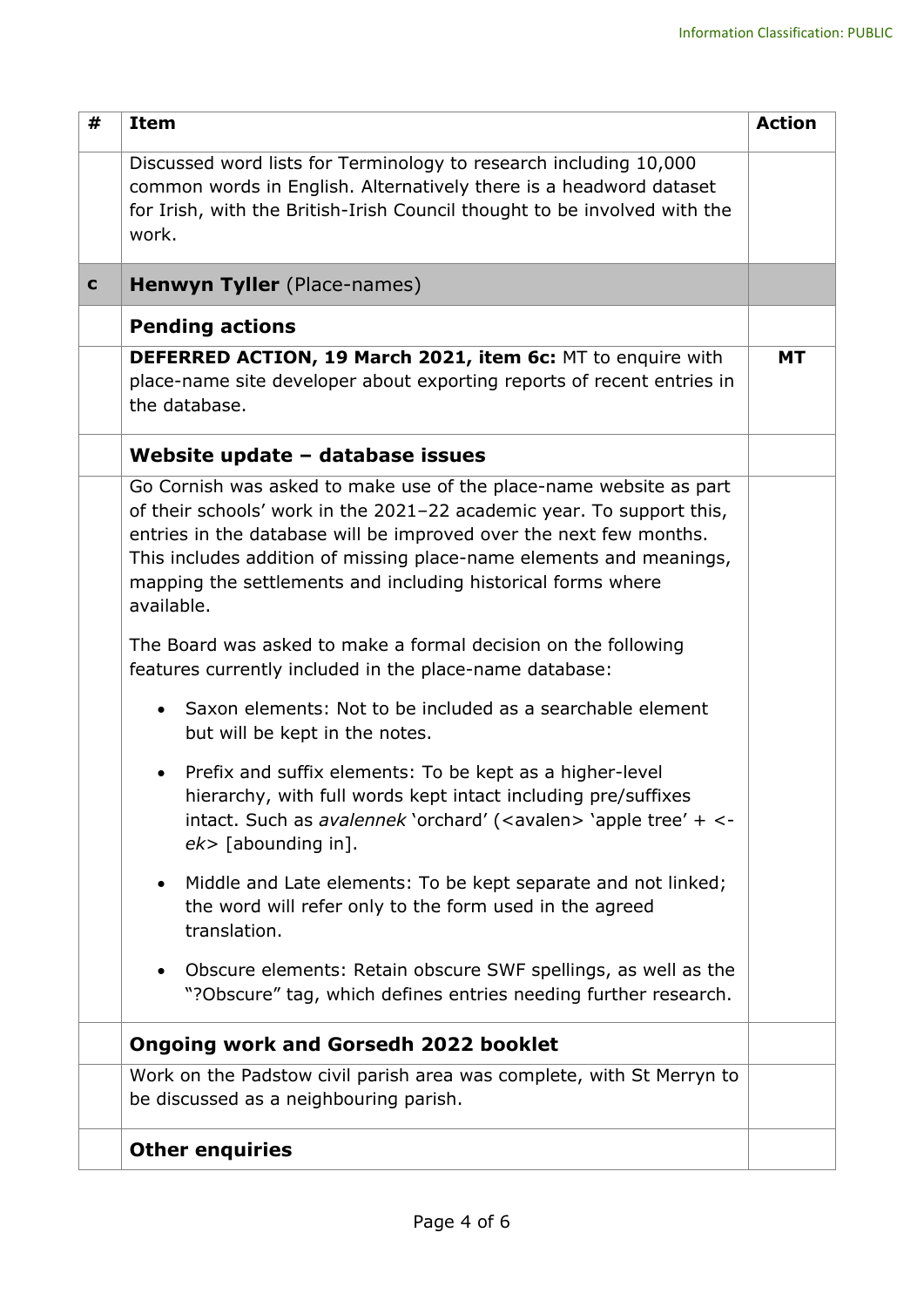| # | Item | Action |
|---|---|---|
| | Discussed word lists for Terminology to research including 10,000 common words in English. Alternatively there is a headword dataset for Irish, with the British-Irish Council thought to be involved with the work. | |
| **c** | **Henwyn Tyller** (Place-names) | |
| | **Pending actions** | |
| | **DEFERRED ACTION, 19 March 2021, item 6c:** MT to enquire with place-name site developer about exporting reports of recent entries in the database. | **MT** |
| | **Website update – database issues** | |
| | Go Cornish was asked to make use of the place-name website as part of their schools' work in the 2021–22 academic year. To support this, entries in the database will be improved over the next few months. This includes addition of missing place-name elements and meanings, mapping the settlements and including historical forms where available.<br><br>The Board was asked to make a formal decision on the following features currently included in the place-name database:<br><br>• Saxon elements: Not to be included as a searchable element but will be kept in the notes.<br><br>• Prefix and suffix elements: To be kept as a higher-level hierarchy, with full words kept intact including pre/suffixes intact. Such as *avalennek* 'orchard' (<avalen> 'apple tree' + <-*ek*> [abounding in].<br><br>• Middle and Late elements: To be kept separate and not linked; the word will refer only to the form used in the agreed translation.<br><br>• Obscure elements: Retain obscure SWF spellings, as well as the "?Obscure" tag, which defines entries needing further research. | |
| | **Ongoing work and Gorsedh 2022 booklet** | |
| | Work on the Padstow civil parish area was complete, with St Merryn to be discussed as a neighbouring parish. | |
| | **Other enquiries** | |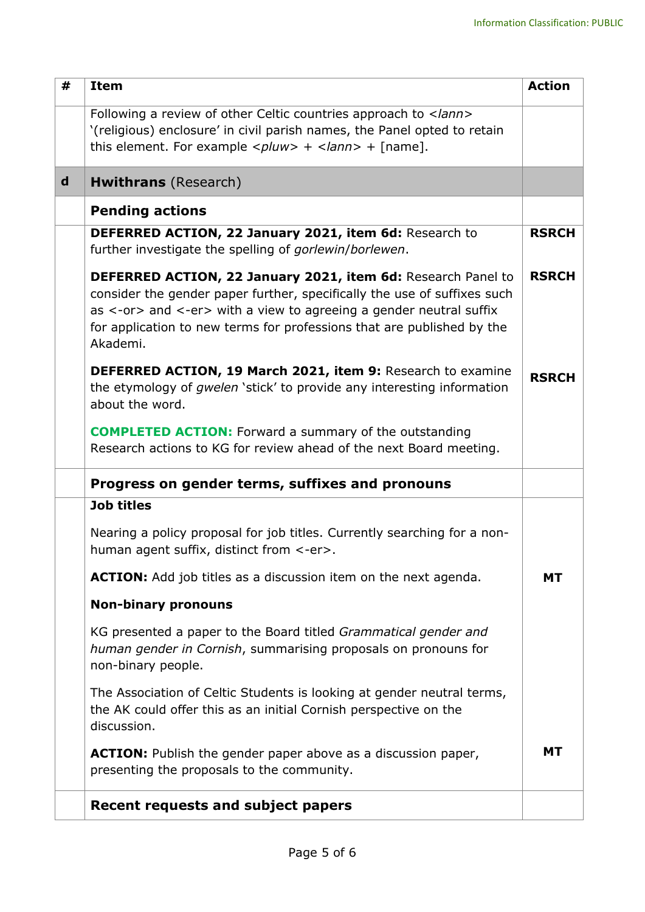| # | Item | Action |
|---|---|---|
| | Following a review of other Celtic countries approach to <*lann*> '(religious) enclosure' in civil parish names, the Panel opted to retain this element. For example <*pluw*> + <*lann*> + [name]. | |
| **d** | **Hwithrans** (Research) | |
| | **Pending actions** | |
| | **DEFERRED ACTION, 22 January 2021, item 6d:** Research to further investigate the spelling of *gorlewin*/*borlewen*. | **RSRCH** |
| | **DEFERRED ACTION, 22 January 2021, item 6d:** Research Panel to consider the gender paper further, specifically the use of suffixes such as <-or> and <-er> with a view to agreeing a gender neutral suffix for application to new terms for professions that are published by the Akademi. | **RSRCH** |
| | **DEFERRED ACTION, 19 March 2021, item 9:** Research to examine the etymology of *gwelen* 'stick' to provide any interesting information about the word. | **RSRCH** |
| | **COMPLETED ACTION:** Forward a summary of the outstanding Research actions to KG for review ahead of the next Board meeting. | |
| | **Progress on gender terms, suffixes and pronouns** | |
| | **Job titles** | |
| | Nearing a policy proposal for job titles. Currently searching for a non-human agent suffix, distinct from <-er>. | |
| | **ACTION:** Add job titles as a discussion item on the next agenda. | **MT** |
| | **Non-binary pronouns** | |
| | KG presented a paper to the Board titled *Grammatical gender and human gender in Cornish*, summarising proposals on pronouns for non-binary people. | |
| | The Association of Celtic Students is looking at gender neutral terms, the AK could offer this as an initial Cornish perspective on the discussion. | |
| | **ACTION:** Publish the gender paper above as a discussion paper, presenting the proposals to the community. | **MT** |
| | **Recent requests and subject papers** | |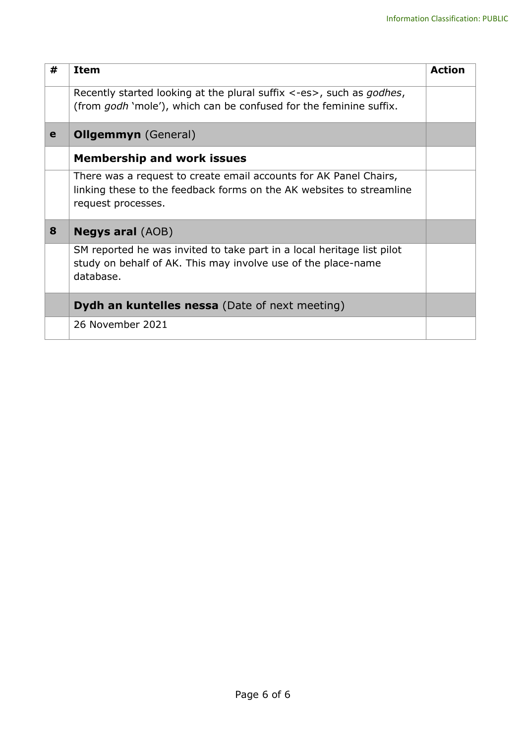| # | Item | Action |
|---|---|---|
| | Recently started looking at the plural suffix <-es>, such as *godhes*, (from *godh* 'mole'), which can be confused for the feminine suffix. | |
| e | **Ollgemmyn** (General) | |
| | **Membership and work issues** | |
| | There was a request to create email accounts for AK Panel Chairs, linking these to the feedback forms on the AK websites to streamline request processes. | |
| 8 | **Negys aral** (AOB) | |
| | SM reported he was invited to take part in a local heritage list pilot study on behalf of AK. This may involve use of the place-name database. | |
| | **Dydh an kuntelles nessa** (Date of next meeting) | |
| | 26 November 2021 | |